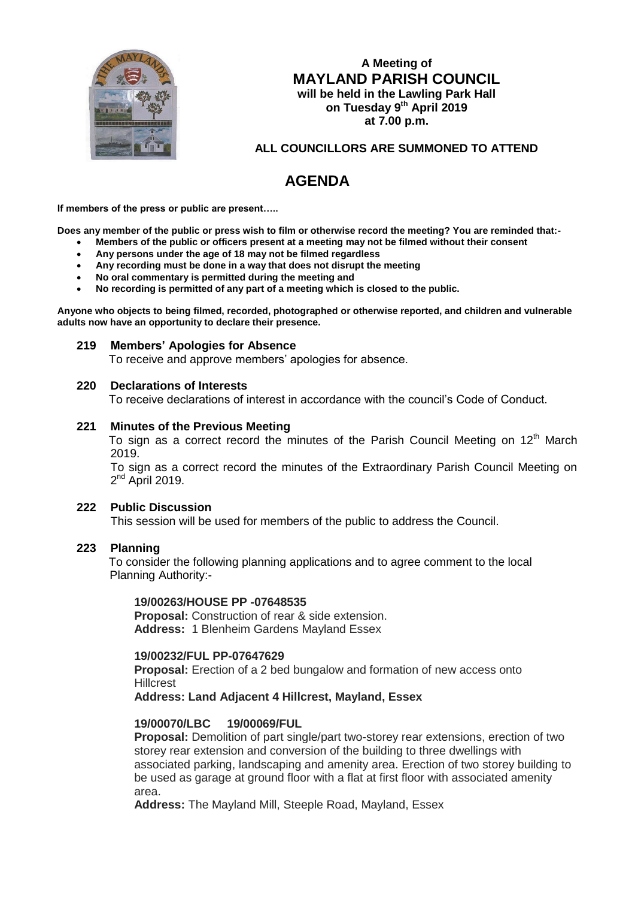**A Meeting of**
# MAYLAND PARISH COUNCIL
**will be held in the Lawling Park Hall**
**on Tuesday 9th April 2019**
**at 7.00 p.m.**

**ALL COUNCILLORS ARE SUMMONED TO ATTEND**

# AGENDA

**If members of the press or public are present…..**

**Does any member of the public or press wish to film or otherwise record the meeting? You are reminded that:-**

- **Members of the public or officers present at a meeting may not be filmed without their consent**
- **Any persons under the age of 18 may not be filmed regardless**
- **Any recording must be done in a way that does not disrupt the meeting**
- **No oral commentary is permitted during the meeting and**
- **No recording is permitted of any part of a meeting which is closed to the public.**

**Anyone who objects to being filmed, recorded, photographed or otherwise reported, and children and vulnerable adults now have an opportunity to declare their presence.**

### 219 Members' Apologies for Absence

To receive and approve members' apologies for absence.

### 220 Declarations of Interests

To receive declarations of interest in accordance with the council's Code of Conduct.

### 221 Minutes of the Previous Meeting

To sign as a correct record the minutes of the Parish Council Meeting on 12th March 2019.

To sign as a correct record the minutes of the Extraordinary Parish Council Meeting on 2nd April 2019.

### 222 Public Discussion

This session will be used for members of the public to address the Council.

### 223 Planning

To consider the following planning applications and to agree comment to the local Planning Authority:-

**19/00263/HOUSE PP -07648535**
**Proposal:** Construction of rear & side extension.
**Address:** 1 Blenheim Gardens Mayland Essex

**19/00232/FUL PP-07647629**
**Proposal:** Erection of a 2 bed bungalow and formation of new access onto Hillcrest
**Address: Land Adjacent 4 Hillcrest, Mayland, Essex**

**19/00070/LBC 19/00069/FUL**
**Proposal:** Demolition of part single/part two-storey rear extensions, erection of two storey rear extension and conversion of the building to three dwellings with associated parking, landscaping and amenity area. Erection of two storey building to be used as garage at ground floor with a flat at first floor with associated amenity area.
**Address:** The Mayland Mill, Steeple Road, Mayland, Essex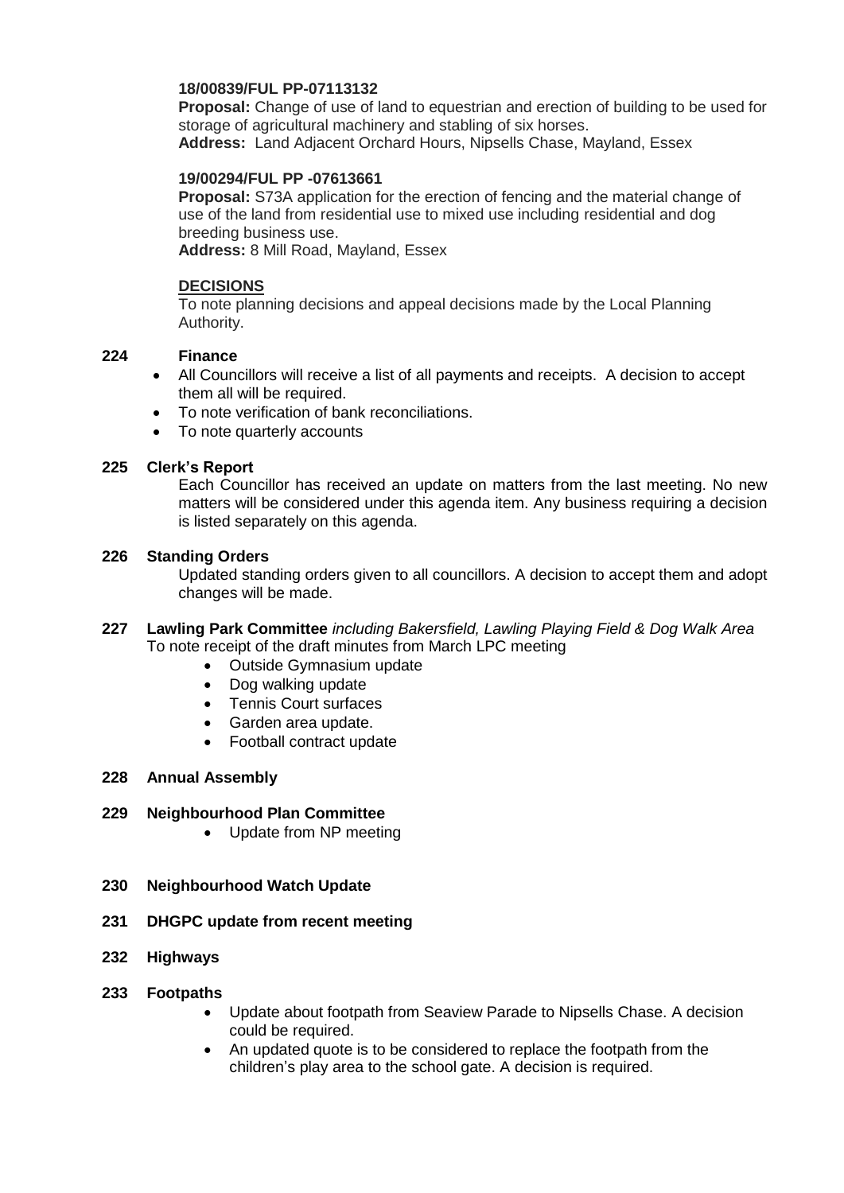**18/00839/FUL PP-07113132**
**Proposal:** Change of use of land to equestrian and erection of building to be used for storage of agricultural machinery and stabling of six horses.
**Address:** Land Adjacent Orchard Hours, Nipsells Chase, Mayland, Essex

**19/00294/FUL PP -07613661**
**Proposal:** S73A application for the erection of fencing and the material change of use of the land from residential use to mixed use including residential and dog breeding business use.
**Address:** 8 Mill Road, Mayland, Essex

**DECISIONS**
To note planning decisions and appeal decisions made by the Local Planning Authority.

**224 Finance**

- All Councillors will receive a list of all payments and receipts. A decision to accept them all will be required.
- To note verification of bank reconciliations.
- To note quarterly accounts

**225 Clerk's Report**

Each Councillor has received an update on matters from the last meeting. No new matters will be considered under this agenda item. Any business requiring a decision is listed separately on this agenda.

**226 Standing Orders**

Updated standing orders given to all councillors. A decision to accept them and adopt changes will be made.

**227 Lawling Park Committee** *including Bakersfield, Lawling Playing Field & Dog Walk Area*
To note receipt of the draft minutes from March LPC meeting

- Outside Gymnasium update
- Dog walking update
- Tennis Court surfaces
- Garden area update.
- Football contract update

**228 Annual Assembly**

**229 Neighbourhood Plan Committee**

- Update from NP meeting

**230 Neighbourhood Watch Update**

**231 DHGPC update from recent meeting**

**232 Highways**

**233 Footpaths**

- Update about footpath from Seaview Parade to Nipsells Chase. A decision could be required.
- An updated quote is to be considered to replace the footpath from the children's play area to the school gate. A decision is required.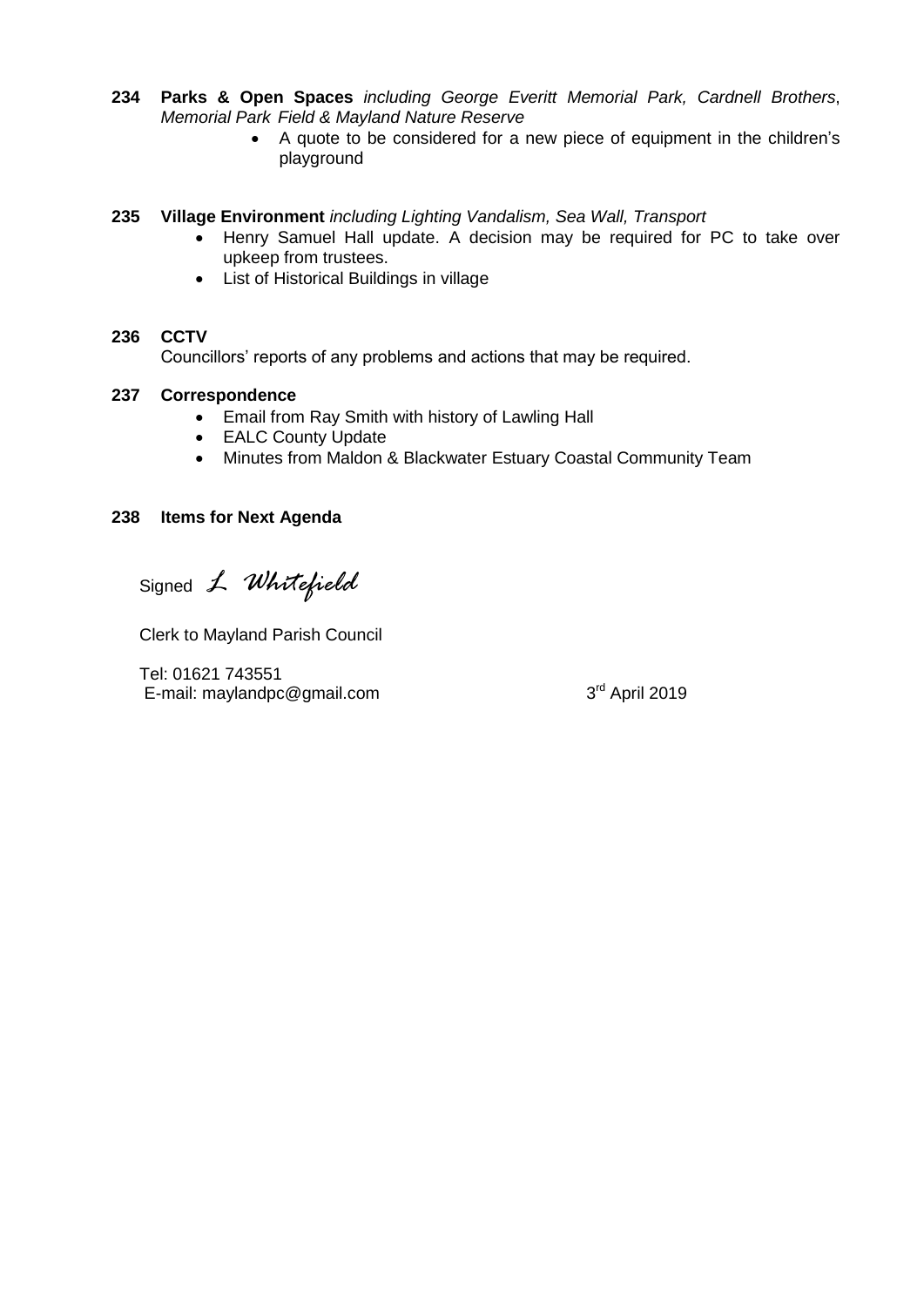**234 Parks & Open Spaces** *including George Everitt Memorial Park, Cardnell Brothers, Memorial Park Field & Mayland Nature Reserve*

- A quote to be considered for a new piece of equipment in the children's playground

**235 Village Environment** *including Lighting Vandalism, Sea Wall, Transport*

- Henry Samuel Hall update. A decision may be required for PC to take over upkeep from trustees.
- List of Historical Buildings in village

**236 CCTV**

Councillors' reports of any problems and actions that may be required.

**237 Correspondence**

- Email from Ray Smith with history of Lawling Hall
- EALC County Update
- Minutes from Maldon & Blackwater Estuary Coastal Community Team

**238 Items for Next Agenda**

Signed *L Whitefield*

Clerk to Mayland Parish Council

Tel: 01621 743551
E-mail: maylandpc@gmail.com

3rd April 2019